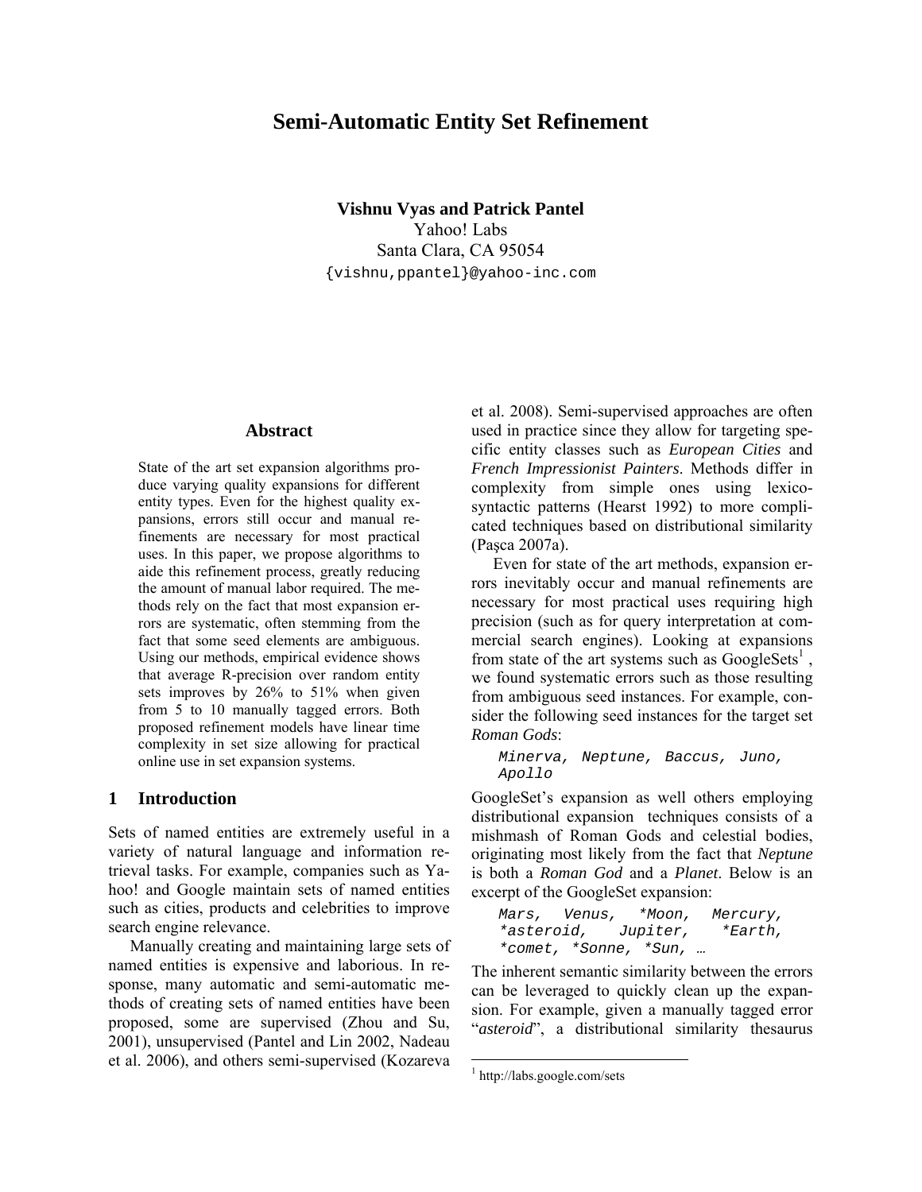# Semi-Automatic Entity Set Refinement

**Vishnu Vyas and Patrick Pantel**
Yahoo! Labs
Santa Clara, CA 95054
{vishnu,ppantel}@yahoo-inc.com

### Abstract

State of the art set expansion algorithms produce varying quality expansions for different entity types. Even for the highest quality expansions, errors still occur and manual refinements are necessary for most practical uses. In this paper, we propose algorithms to aide this refinement process, greatly reducing the amount of manual labor required. The methods rely on the fact that most expansion errors are systematic, often stemming from the fact that some seed elements are ambiguous. Using our methods, empirical evidence shows that average R-precision over random entity sets improves by 26% to 51% when given from 5 to 10 manually tagged errors. Both proposed refinement models have linear time complexity in set size allowing for practical online use in set expansion systems.

## 1 Introduction

Sets of named entities are extremely useful in a variety of natural language and information retrieval tasks. For example, companies such as Yahoo! and Google maintain sets of named entities such as cities, products and celebrities to improve search engine relevance.

Manually creating and maintaining large sets of named entities is expensive and laborious. In response, many automatic and semi-automatic methods of creating sets of named entities have been proposed, some are supervised (Zhou and Su, 2001), unsupervised (Pantel and Lin 2002, Nadeau et al. 2006), and others semi-supervised (Kozareva et al. 2008). Semi-supervised approaches are often used in practice since they allow for targeting specific entity classes such as *European Cities* and *French Impressionist Painters*. Methods differ in complexity from simple ones using lexico-syntactic patterns (Hearst 1992) to more complicated techniques based on distributional similarity (Paşca 2007a).

Even for state of the art methods, expansion errors inevitably occur and manual refinements are necessary for most practical uses requiring high precision (such as for query interpretation at commercial search engines). Looking at expansions from state of the art systems such as GoogleSets[1], we found systematic errors such as those resulting from ambiguous seed instances. For example, consider the following seed instances for the target set *Roman Gods*:

```
Minerva, Neptune, Baccus, Juno, Apollo
```

GoogleSet's expansion as well others employing distributional expansion techniques consists of a mishmash of Roman Gods and celestial bodies, originating most likely from the fact that *Neptune* is both a *Roman God* and a *Planet*. Below is an excerpt of the GoogleSet expansion:

```
Mars, Venus, *Moon, Mercury, *asteroid, Jupiter, *Earth, *comet, *Sonne, *Sun, …
```

The inherent semantic similarity between the errors can be leveraged to quickly clean up the expansion. For example, given a manually tagged error "*asteroid*", a distributional similarity thesaurus

[1] http://labs.google.com/sets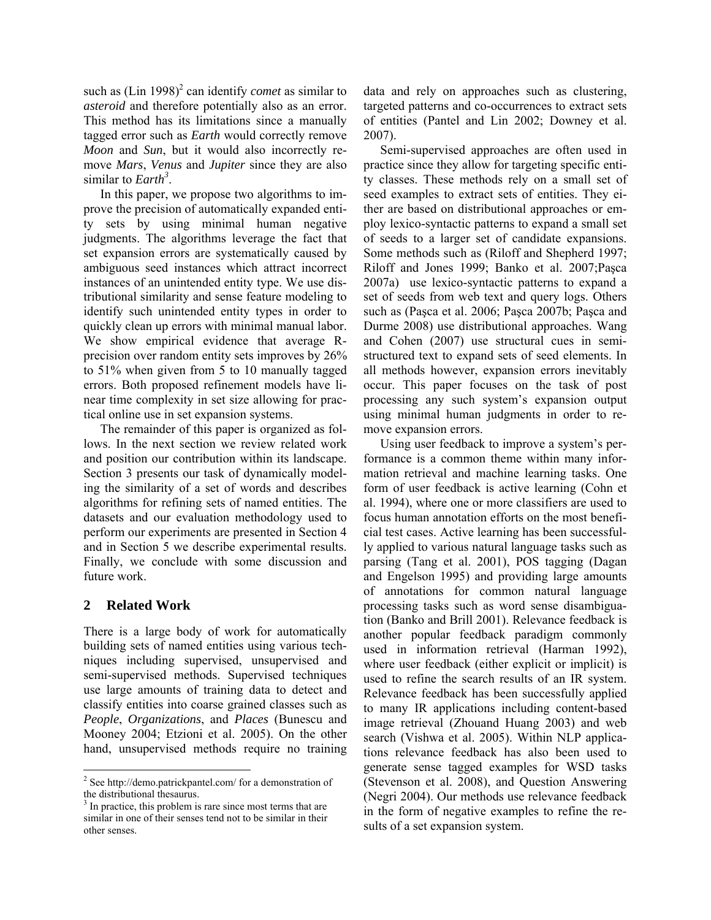such as (Lin 1998)[2] can identify *comet* as similar to *asteroid* and therefore potentially also as an error. This method has its limitations since a manually tagged error such as *Earth* would correctly remove *Moon* and *Sun*, but it would also incorrectly remove *Mars*, *Venus* and *Jupiter* since they are also similar to *Earth*[3].

In this paper, we propose two algorithms to improve the precision of automatically expanded entity sets by using minimal human negative judgments. The algorithms leverage the fact that set expansion errors are systematically caused by ambiguous seed instances which attract incorrect instances of an unintended entity type. We use distributional similarity and sense feature modeling to identify such unintended entity types in order to quickly clean up errors with minimal manual labor. We show empirical evidence that average R-precision over random entity sets improves by 26% to 51% when given from 5 to 10 manually tagged errors. Both proposed refinement models have linear time complexity in set size allowing for practical online use in set expansion systems.

The remainder of this paper is organized as follows. In the next section we review related work and position our contribution within its landscape. Section 3 presents our task of dynamically modeling the similarity of a set of words and describes algorithms for refining sets of named entities. The datasets and our evaluation methodology used to perform our experiments are presented in Section 4 and in Section 5 we describe experimental results. Finally, we conclude with some discussion and future work.

## 2 Related Work

There is a large body of work for automatically building sets of named entities using various techniques including supervised, unsupervised and semi-supervised methods. Supervised techniques use large amounts of training data to detect and classify entities into coarse grained classes such as *People*, *Organizations*, and *Places* (Bunescu and Mooney 2004; Etzioni et al. 2005). On the other hand, unsupervised methods require no training data and rely on approaches such as clustering, targeted patterns and co-occurrences to extract sets of entities (Pantel and Lin 2002; Downey et al. 2007).

Semi-supervised approaches are often used in practice since they allow for targeting specific entity classes. These methods rely on a small set of seed examples to extract sets of entities. They either are based on distributional approaches or employ lexico-syntactic patterns to expand a small set of seeds to a larger set of candidate expansions. Some methods such as (Riloff and Shepherd 1997; Riloff and Jones 1999; Banko et al. 2007;Paşca 2007a) use lexico-syntactic patterns to expand a set of seeds from web text and query logs. Others such as (Paşca et al. 2006; Paşca 2007b; Paşca and Durme 2008) use distributional approaches. Wang and Cohen (2007) use structural cues in semi-structured text to expand sets of seed elements. In all methods however, expansion errors inevitably occur. This paper focuses on the task of post processing any such system's expansion output using minimal human judgments in order to remove expansion errors.

Using user feedback to improve a system's performance is a common theme within many information retrieval and machine learning tasks. One form of user feedback is active learning (Cohn et al. 1994), where one or more classifiers are used to focus human annotation efforts on the most beneficial test cases. Active learning has been successfully applied to various natural language tasks such as parsing (Tang et al. 2001), POS tagging (Dagan and Engelson 1995) and providing large amounts of annotations for common natural language processing tasks such as word sense disambiguation (Banko and Brill 2001). Relevance feedback is another popular feedback paradigm commonly used in information retrieval (Harman 1992), where user feedback (either explicit or implicit) is used to refine the search results of an IR system. Relevance feedback has been successfully applied to many IR applications including content-based image retrieval (Zhouand Huang 2003) and web search (Vishwa et al. 2005). Within NLP applications relevance feedback has also been used to generate sense tagged examples for WSD tasks (Stevenson et al. 2008), and Question Answering (Negri 2004). Our methods use relevance feedback in the form of negative examples to refine the results of a set expansion system.

[2] See http://demo.patrickpantel.com/ for a demonstration of the distributional thesaurus.

[3] In practice, this problem is rare since most terms that are similar in one of their senses tend not to be similar in their other senses.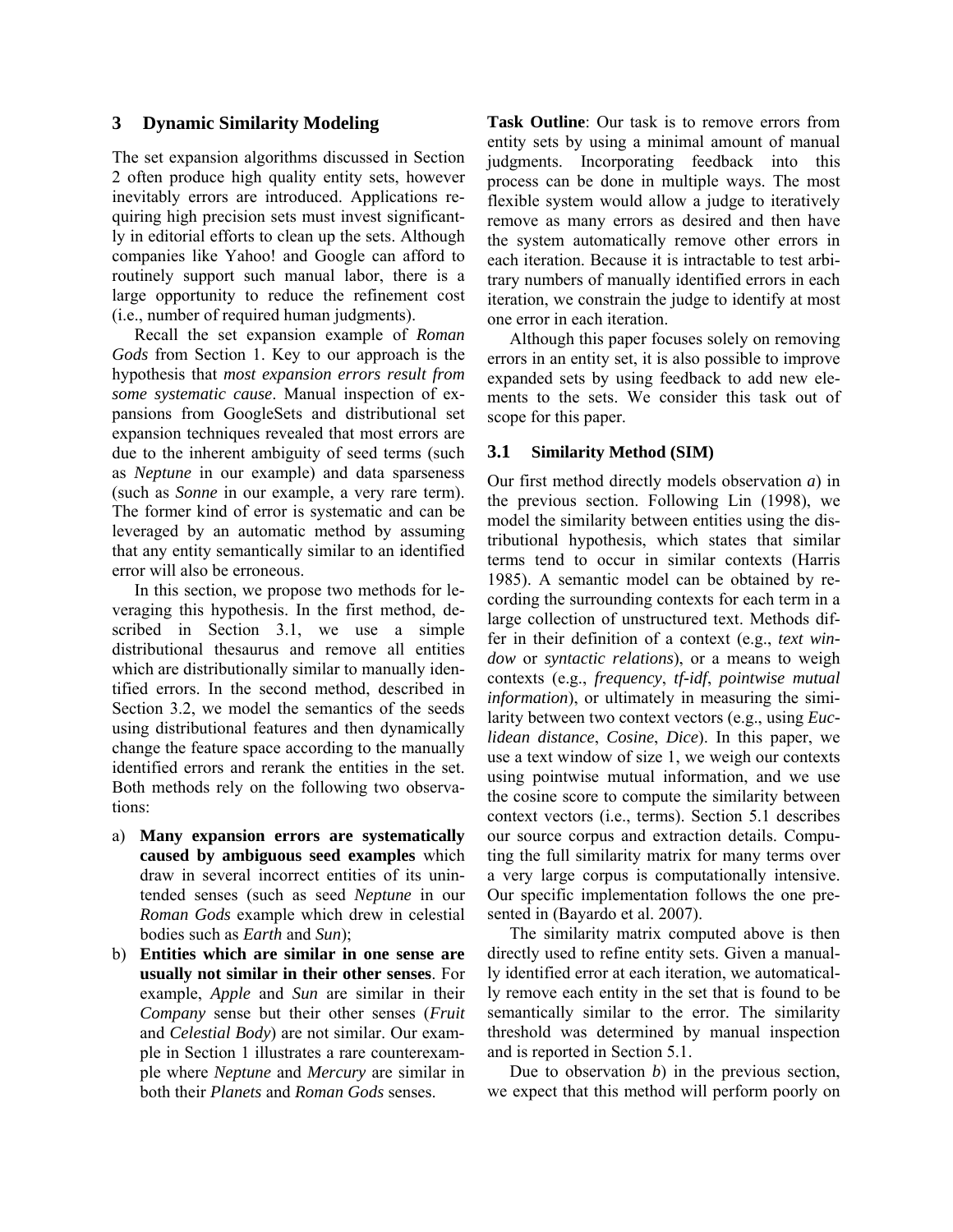## 3 Dynamic Similarity Modeling

The set expansion algorithms discussed in Section 2 often produce high quality entity sets, however inevitably errors are introduced. Applications requiring high precision sets must invest significantly in editorial efforts to clean up the sets. Although companies like Yahoo! and Google can afford to routinely support such manual labor, there is a large opportunity to reduce the refinement cost (i.e., number of required human judgments).

Recall the set expansion example of *Roman Gods* from Section 1. Key to our approach is the hypothesis that *most expansion errors result from some systematic cause*. Manual inspection of expansions from GoogleSets and distributional set expansion techniques revealed that most errors are due to the inherent ambiguity of seed terms (such as *Neptune* in our example) and data sparseness (such as *Sonne* in our example, a very rare term). The former kind of error is systematic and can be leveraged by an automatic method by assuming that any entity semantically similar to an identified error will also be erroneous.

In this section, we propose two methods for leveraging this hypothesis. In the first method, described in Section 3.1, we use a simple distributional thesaurus and remove all entities which are distributionally similar to manually identified errors. In the second method, described in Section 3.2, we model the semantics of the seeds using distributional features and then dynamically change the feature space according to the manually identified errors and rerank the entities in the set. Both methods rely on the following two observations:

a) **Many expansion errors are systematically caused by ambiguous seed examples** which draw in several incorrect entities of its unintended senses (such as seed *Neptune* in our *Roman Gods* example which drew in celestial bodies such as *Earth* and *Sun*);

b) **Entities which are similar in one sense are usually not similar in their other senses**. For example, *Apple* and *Sun* are similar in their *Company* sense but their other senses (*Fruit* and *Celestial Body*) are not similar. Our example in Section 1 illustrates a rare counterexample where *Neptune* and *Mercury* are similar in both their *Planets* and *Roman Gods* senses.

**Task Outline**: Our task is to remove errors from entity sets by using a minimal amount of manual judgments. Incorporating feedback into this process can be done in multiple ways. The most flexible system would allow a judge to iteratively remove as many errors as desired and then have the system automatically remove other errors in each iteration. Because it is intractable to test arbitrary numbers of manually identified errors in each iteration, we constrain the judge to identify at most one error in each iteration.

Although this paper focuses solely on removing errors in an entity set, it is also possible to improve expanded sets by using feedback to add new elements to the sets. We consider this task out of scope for this paper.

### 3.1 Similarity Method (SIM)

Our first method directly models observation *a*) in the previous section. Following Lin (1998), we model the similarity between entities using the distributional hypothesis, which states that similar terms tend to occur in similar contexts (Harris 1985). A semantic model can be obtained by recording the surrounding contexts for each term in a large collection of unstructured text. Methods differ in their definition of a context (e.g., *text window* or *syntactic relations*), or a means to weigh contexts (e.g., *frequency*, *tf-idf*, *pointwise mutual information*), or ultimately in measuring the similarity between two context vectors (e.g., using *Euclidean distance*, *Cosine*, *Dice*). In this paper, we use a text window of size 1, we weigh our contexts using pointwise mutual information, and we use the cosine score to compute the similarity between context vectors (i.e., terms). Section 5.1 describes our source corpus and extraction details. Computing the full similarity matrix for many terms over a very large corpus is computationally intensive. Our specific implementation follows the one presented in (Bayardo et al. 2007).

The similarity matrix computed above is then directly used to refine entity sets. Given a manually identified error at each iteration, we automatically remove each entity in the set that is found to be semantically similar to the error. The similarity threshold was determined by manual inspection and is reported in Section 5.1.

Due to observation *b*) in the previous section, we expect that this method will perform poorly on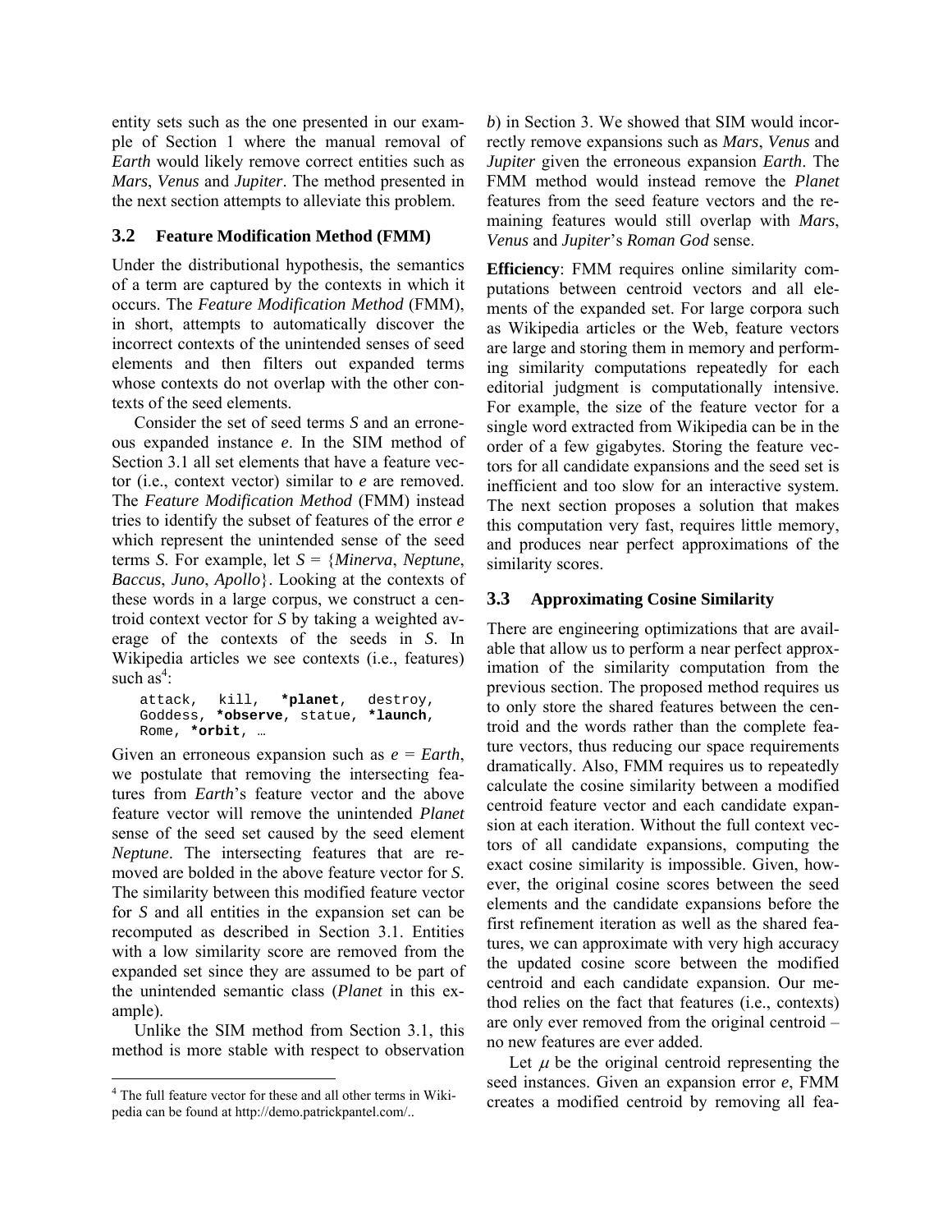entity sets such as the one presented in our example of Section 1 where the manual removal of *Earth* would likely remove correct entities such as *Mars*, *Venus* and *Jupiter*. The method presented in the next section attempts to alleviate this problem.

### 3.2 Feature Modification Method (FMM)

Under the distributional hypothesis, the semantics of a term are captured by the contexts in which it occurs. The *Feature Modification Method* (FMM), in short, attempts to automatically discover the incorrect contexts of the unintended senses of seed elements and then filters out expanded terms whose contexts do not overlap with the other contexts of the seed elements.

Consider the set of seed terms *S* and an erroneous expanded instance *e*. In the SIM method of Section 3.1 all set elements that have a feature vector (i.e., context vector) similar to *e* are removed. The *Feature Modification Method* (FMM) instead tries to identify the subset of features of the error *e* which represent the unintended sense of the seed terms *S*. For example, let *S* = {*Minerva*, *Neptune*, *Baccus*, *Juno*, *Apollo*}. Looking at the contexts of these words in a large corpus, we construct a centroid context vector for *S* by taking a weighted average of the contexts of the seeds in *S*. In Wikipedia articles we see contexts (i.e., features) such as[4]:

```
attack, kill, *planet, destroy,
Goddess, *observe, statue, *launch,
Rome, *orbit, …
```

Given an erroneous expansion such as *e* = *Earth*, we postulate that removing the intersecting features from *Earth*'s feature vector and the above feature vector will remove the unintended *Planet* sense of the seed set caused by the seed element *Neptune*. The intersecting features that are removed are bolded in the above feature vector for *S*. The similarity between this modified feature vector for *S* and all entities in the expansion set can be recomputed as described in Section 3.1. Entities with a low similarity score are removed from the expanded set since they are assumed to be part of the unintended semantic class (*Planet* in this example).

Unlike the SIM method from Section 3.1, this method is more stable with respect to observation *b*) in Section 3. We showed that SIM would incorrectly remove expansions such as *Mars*, *Venus* and *Jupiter* given the erroneous expansion *Earth*. The FMM method would instead remove the *Planet* features from the seed feature vectors and the remaining features would still overlap with *Mars*, *Venus* and *Jupiter*'s *Roman God* sense.

**Efficiency**: FMM requires online similarity computations between centroid vectors and all elements of the expanded set. For large corpora such as Wikipedia articles or the Web, feature vectors are large and storing them in memory and performing similarity computations repeatedly for each editorial judgment is computationally intensive. For example, the size of the feature vector for a single word extracted from Wikipedia can be in the order of a few gigabytes. Storing the feature vectors for all candidate expansions and the seed set is inefficient and too slow for an interactive system. The next section proposes a solution that makes this computation very fast, requires little memory, and produces near perfect approximations of the similarity scores.

### 3.3 Approximating Cosine Similarity

There are engineering optimizations that are available that allow us to perform a near perfect approximation of the similarity computation from the previous section. The proposed method requires us to only store the shared features between the centroid and the words rather than the complete feature vectors, thus reducing our space requirements dramatically. Also, FMM requires us to repeatedly calculate the cosine similarity between a modified centroid feature vector and each candidate expansion at each iteration. Without the full context vectors of all candidate expansions, computing the exact cosine similarity is impossible. Given, however, the original cosine scores between the seed elements and the candidate expansions before the first refinement iteration as well as the shared features, we can approximate with very high accuracy the updated cosine score between the modified centroid and each candidate expansion. Our method relies on the fact that features (i.e., contexts) are only ever removed from the original centroid – no new features are ever added.

Let $\mu$ be the original centroid representing the seed instances. Given an expansion error *e*, FMM creates a modified centroid by removing all fea-

[4] The full feature vector for these and all other terms in Wikipedia can be found at http://demo.patrickpantel.com/..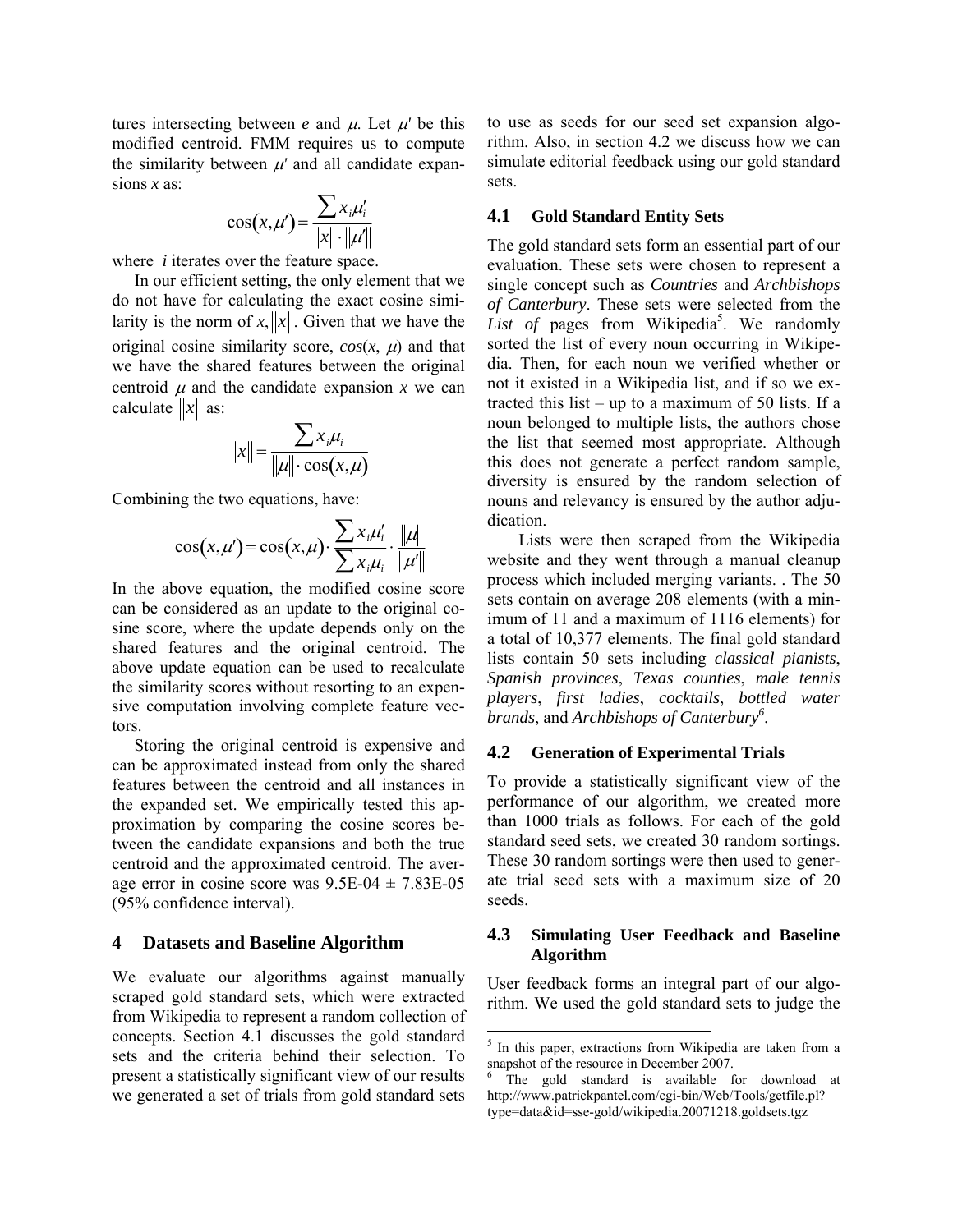tures intersecting between $e$ and $\mu$. Let $\mu'$ be this modified centroid. FMM requires us to compute the similarity between $\mu'$ and all candidate expansions $x$ as:

$$\cos(x, \mu') = \frac{\sum x_i \mu'_i}{\|x\| \cdot \|\mu'\|}$$

where $i$ iterates over the feature space.

In our efficient setting, the only element that we do not have for calculating the exact cosine similarity is the norm of $x$, $\|x\|$. Given that we have the original cosine similarity score, $cos(x, \mu)$ and that we have the shared features between the original centroid $\mu$ and the candidate expansion $x$ we can calculate $\|x\|$ as:

$$\|x\| = \frac{\sum x_i \mu_i}{\|\mu\| \cdot \cos(x, \mu)}$$

Combining the two equations, have:

$$\cos(x, \mu') = \cos(x, \mu) \cdot \frac{\sum x_i \mu'_i}{\sum x_i \mu_i} \cdot \frac{\|\mu\|}{\|\mu'\|}$$

In the above equation, the modified cosine score can be considered as an update to the original cosine score, where the update depends only on the shared features and the original centroid. The above update equation can be used to recalculate the similarity scores without resorting to an expensive computation involving complete feature vectors.

Storing the original centroid is expensive and can be approximated instead from only the shared features between the centroid and all instances in the expanded set. We empirically tested this approximation by comparing the cosine scores between the candidate expansions and both the true centroid and the approximated centroid. The average error in cosine score was 9.5E-04 ± 7.83E-05 (95% confidence interval).

## 4 Datasets and Baseline Algorithm

We evaluate our algorithms against manually scraped gold standard sets, which were extracted from Wikipedia to represent a random collection of concepts. Section 4.1 discusses the gold standard sets and the criteria behind their selection. To present a statistically significant view of our results we generated a set of trials from gold standard sets to use as seeds for our seed set expansion algorithm. Also, in section 4.2 we discuss how we can simulate editorial feedback using our gold standard sets.

### 4.1 Gold Standard Entity Sets

The gold standard sets form an essential part of our evaluation. These sets were chosen to represent a single concept such as *Countries* and *Archbishops of Canterbury*. These sets were selected from the *List of* pages from Wikipedia[5]. We randomly sorted the list of every noun occurring in Wikipedia. Then, for each noun we verified whether or not it existed in a Wikipedia list, and if so we extracted this list – up to a maximum of 50 lists. If a noun belonged to multiple lists, the authors chose the list that seemed most appropriate. Although this does not generate a perfect random sample, diversity is ensured by the random selection of nouns and relevancy is ensured by the author adjudication.

Lists were then scraped from the Wikipedia website and they went through a manual cleanup process which included merging variants. . The 50 sets contain on average 208 elements (with a minimum of 11 and a maximum of 1116 elements) for a total of 10,377 elements. The final gold standard lists contain 50 sets including *classical pianists*, *Spanish provinces*, *Texas counties*, *male tennis players*, *first ladies*, *cocktails*, *bottled water brands*, and *Archbishops of Canterbury*[6].

### 4.2 Generation of Experimental Trials

To provide a statistically significant view of the performance of our algorithm, we created more than 1000 trials as follows. For each of the gold standard seed sets, we created 30 random sortings. These 30 random sortings were then used to generate trial seed sets with a maximum size of 20 seeds.

### 4.3 Simulating User Feedback and Baseline Algorithm

User feedback forms an integral part of our algorithm. We used the gold standard sets to judge the

---

[5] In this paper, extractions from Wikipedia are taken from a snapshot of the resource in December 2007.

[6] The gold standard is available for download at http://www.patrickpantel.com/cgi-bin/Web/Tools/getfile.pl?type=data&id=sse-gold/wikipedia.20071218.goldsets.tgz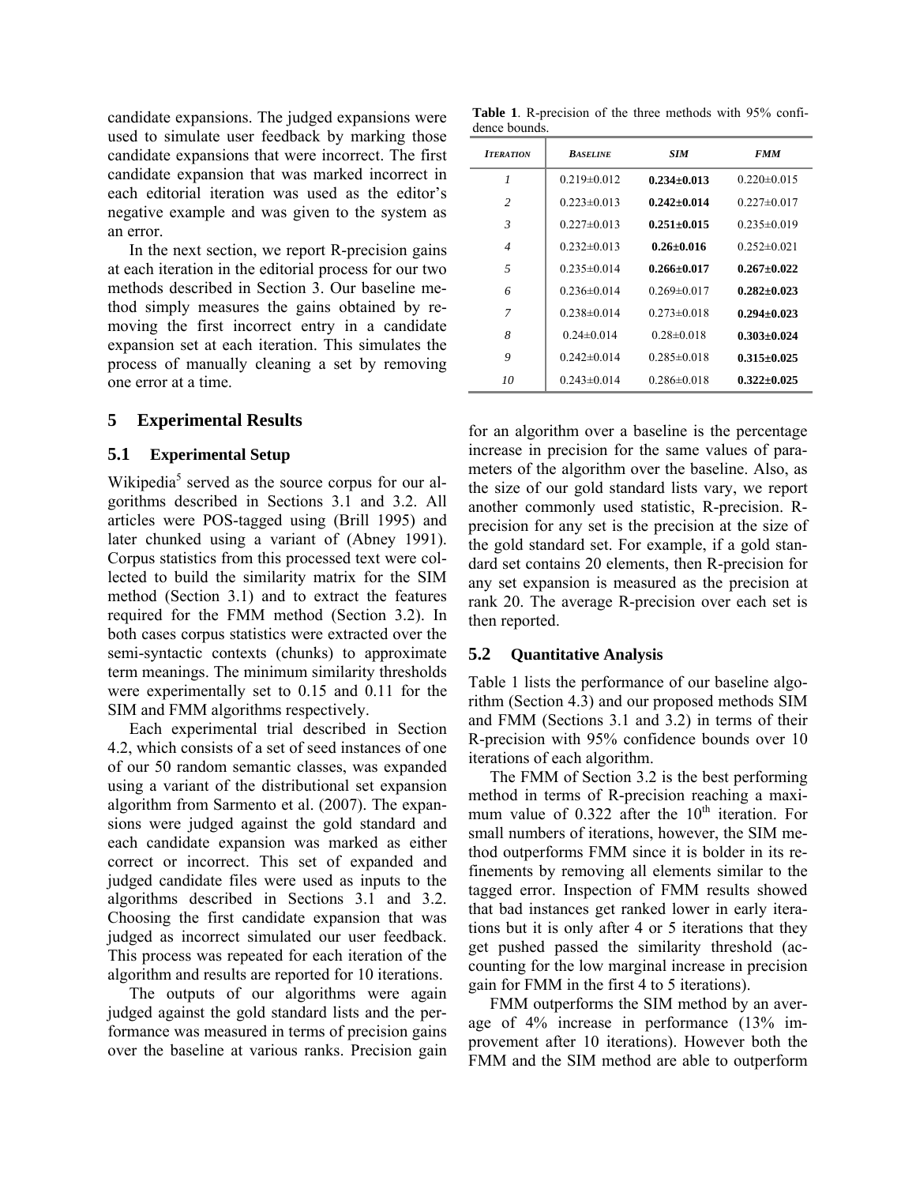candidate expansions. The judged expansions were used to simulate user feedback by marking those candidate expansions that were incorrect. The first candidate expansion that was marked incorrect in each editorial iteration was used as the editor's negative example and was given to the system as an error.

In the next section, we report R-precision gains at each iteration in the editorial process for our two methods described in Section 3. Our baseline method simply measures the gains obtained by removing the first incorrect entry in a candidate expansion set at each iteration. This simulates the process of manually cleaning a set by removing one error at a time.

## 5 Experimental Results

### 5.1 Experimental Setup

Wikipedia[5] served as the source corpus for our algorithms described in Sections 3.1 and 3.2. All articles were POS-tagged using (Brill 1995) and later chunked using a variant of (Abney 1991). Corpus statistics from this processed text were collected to build the similarity matrix for the SIM method (Section 3.1) and to extract the features required for the FMM method (Section 3.2). In both cases corpus statistics were extracted over the semi-syntactic contexts (chunks) to approximate term meanings. The minimum similarity thresholds were experimentally set to 0.15 and 0.11 for the SIM and FMM algorithms respectively.

Each experimental trial described in Section 4.2, which consists of a set of seed instances of one of our 50 random semantic classes, was expanded using a variant of the distributional set expansion algorithm from Sarmento et al. (2007). The expansions were judged against the gold standard and each candidate expansion was marked as either correct or incorrect. This set of expanded and judged candidate files were used as inputs to the algorithms described in Sections 3.1 and 3.2. Choosing the first candidate expansion that was judged as incorrect simulated our user feedback. This process was repeated for each iteration of the algorithm and results are reported for 10 iterations.

The outputs of our algorithms were again judged against the gold standard lists and the performance was measured in terms of precision gains over the baseline at various ranks. Precision gain for an algorithm over a baseline is the percentage increase in precision for the same values of parameters of the algorithm over the baseline. Also, as the size of our gold standard lists vary, we report another commonly used statistic, R-precision. R-precision for any set is the precision at the size of the gold standard set. For example, if a gold standard set contains 20 elements, then R-precision for any set expansion is measured as the precision at rank 20. The average R-precision over each set is then reported.

**Table 1**. R-precision of the three methods with 95% confidence bounds.

| *Iteration* | *Baseline* | *SIM* | *FMM* |
|---|---|---|---|
| *1* | 0.219±0.012 | **0.234±0.013** | 0.220±0.015 |
| *2* | 0.223±0.013 | **0.242±0.014** | 0.227±0.017 |
| *3* | 0.227±0.013 | **0.251±0.015** | 0.235±0.019 |
| *4* | 0.232±0.013 | **0.26±0.016** | 0.252±0.021 |
| *5* | 0.235±0.014 | **0.266±0.017** | **0.267±0.022** |
| *6* | 0.236±0.014 | 0.269±0.017 | **0.282±0.023** |
| *7* | 0.238±0.014 | 0.273±0.018 | **0.294±0.023** |
| *8* | 0.24±0.014 | 0.28±0.018 | **0.303±0.024** |
| *9* | 0.242±0.014 | 0.285±0.018 | **0.315±0.025** |
| *10* | 0.243±0.014 | 0.286±0.018 | **0.322±0.025** |

### 5.2 Quantitative Analysis

Table 1 lists the performance of our baseline algorithm (Section 4.3) and our proposed methods SIM and FMM (Sections 3.1 and 3.2) in terms of their R-precision with 95% confidence bounds over 10 iterations of each algorithm.

The FMM of Section 3.2 is the best performing method in terms of R-precision reaching a maximum value of 0.322 after the 10th iteration. For small numbers of iterations, however, the SIM method outperforms FMM since it is bolder in its refinements by removing all elements similar to the tagged error. Inspection of FMM results showed that bad instances get ranked lower in early iterations but it is only after 4 or 5 iterations that they get pushed passed the similarity threshold (accounting for the low marginal increase in precision gain for FMM in the first 4 to 5 iterations).

FMM outperforms the SIM method by an average of 4% increase in performance (13% improvement after 10 iterations). However both the FMM and the SIM method are able to outperform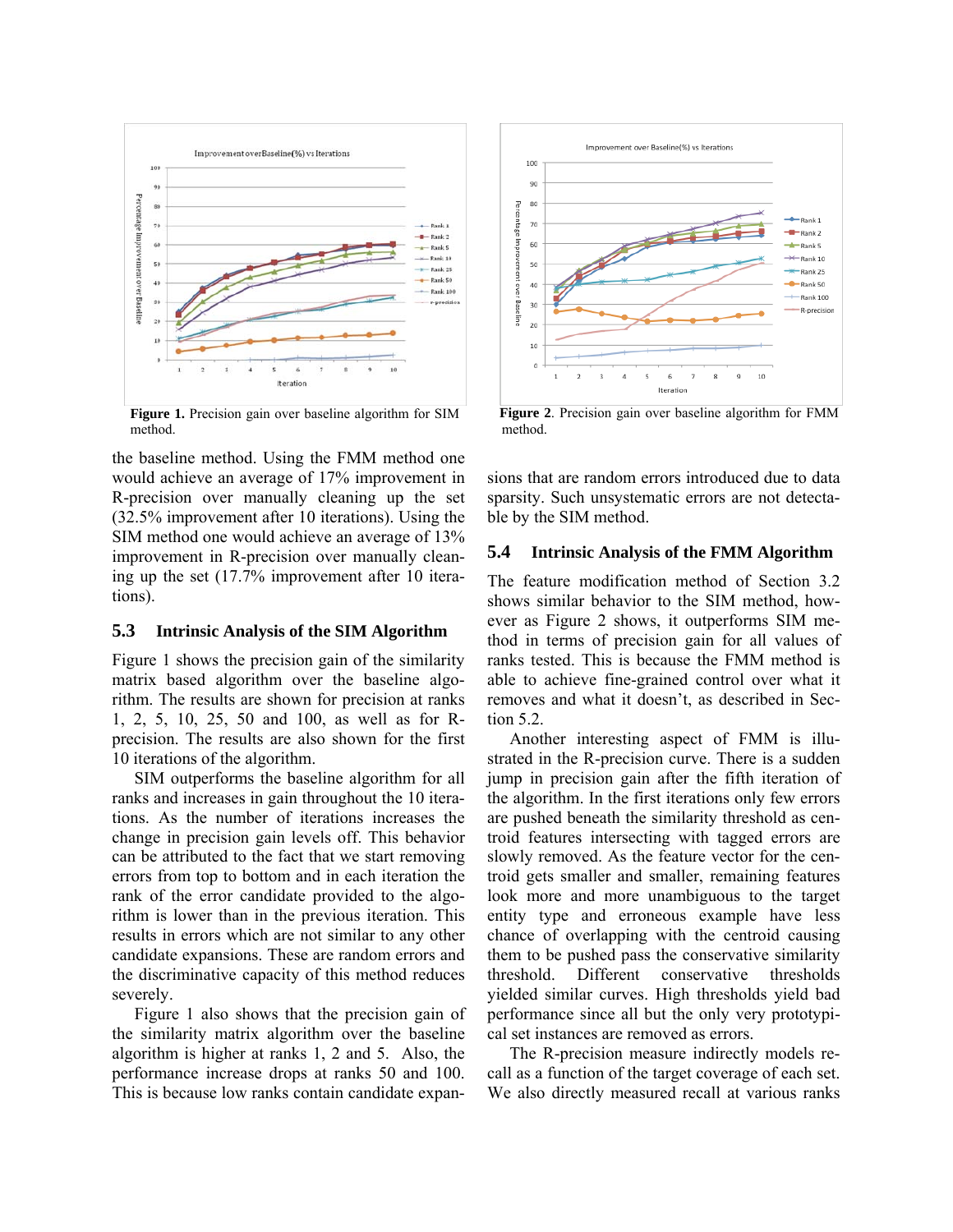Figure 1. Precision gain over baseline algorithm for SIM method.

Figure 2. Precision gain over baseline algorithm for FMM method.

the baseline method. Using the FMM method one would achieve an average of 17% improvement in R-precision over manually cleaning up the set (32.5% improvement after 10 iterations). Using the SIM method one would achieve an average of 13% improvement in R-precision over manually cleaning up the set (17.7% improvement after 10 iterations).

### 5.3 Intrinsic Analysis of the SIM Algorithm

Figure 1 shows the precision gain of the similarity matrix based algorithm over the baseline algorithm. The results are shown for precision at ranks 1, 2, 5, 10, 25, 50 and 100, as well as for R-precision. The results are also shown for the first 10 iterations of the algorithm.

SIM outperforms the baseline algorithm for all ranks and increases in gain throughout the 10 iterations. As the number of iterations increases the change in precision gain levels off. This behavior can be attributed to the fact that we start removing errors from top to bottom and in each iteration the rank of the error candidate provided to the algorithm is lower than in the previous iteration. This results in errors which are not similar to any other candidate expansions. These are random errors and the discriminative capacity of this method reduces severely.

Figure 1 also shows that the precision gain of the similarity matrix algorithm over the baseline algorithm is higher at ranks 1, 2 and 5. Also, the performance increase drops at ranks 50 and 100. This is because low ranks contain candidate expansions that are random errors introduced due to data sparsity. Such unsystematic errors are not detectable by the SIM method.

### 5.4 Intrinsic Analysis of the FMM Algorithm

The feature modification method of Section 3.2 shows similar behavior to the SIM method, however as Figure 2 shows, it outperforms SIM method in terms of precision gain for all values of ranks tested. This is because the FMM method is able to achieve fine-grained control over what it removes and what it doesn't, as described in Section 5.2.

Another interesting aspect of FMM is illustrated in the R-precision curve. There is a sudden jump in precision gain after the fifth iteration of the algorithm. In the first iterations only few errors are pushed beneath the similarity threshold as centroid features intersecting with tagged errors are slowly removed. As the feature vector for the centroid gets smaller and smaller, remaining features look more and more unambiguous to the target entity type and erroneous example have less chance of overlapping with the centroid causing them to be pushed pass the conservative similarity threshold. Different conservative thresholds yielded similar curves. High thresholds yield bad performance since all but the only very prototypical set instances are removed as errors.

The R-precision measure indirectly models recall as a function of the target coverage of each set. We also directly measured recall at various ranks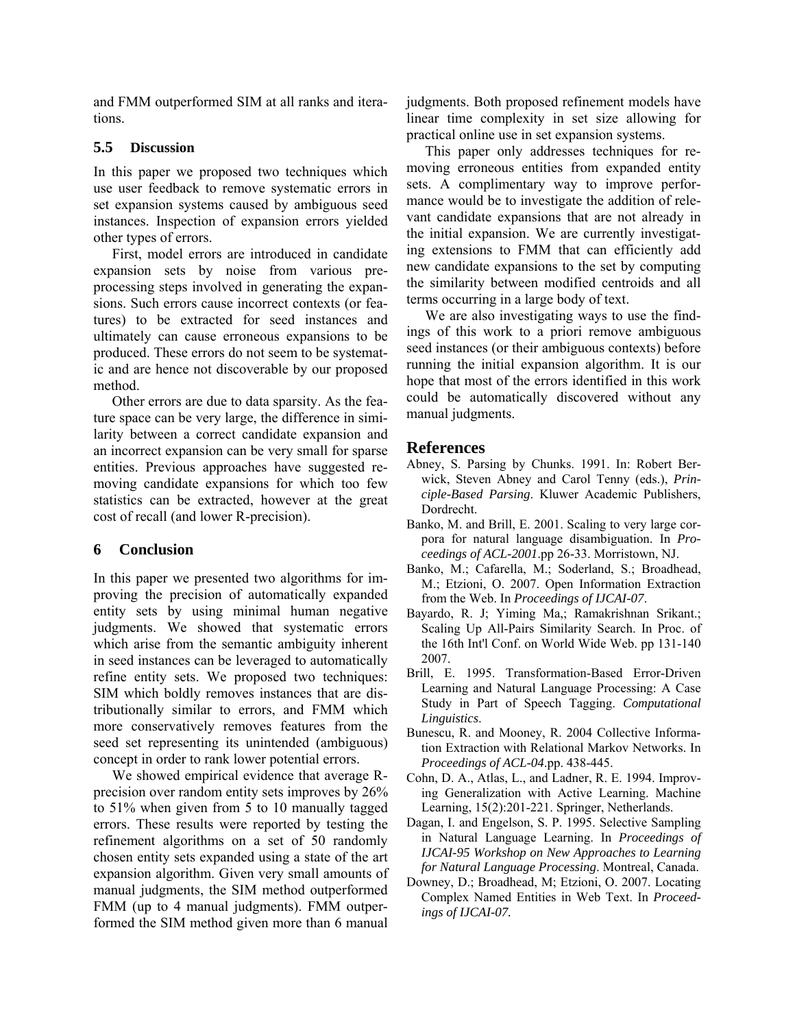and FMM outperformed SIM at all ranks and iterations.

### 5.5 Discussion

In this paper we proposed two techniques which use user feedback to remove systematic errors in set expansion systems caused by ambiguous seed instances. Inspection of expansion errors yielded other types of errors.

First, model errors are introduced in candidate expansion sets by noise from various preprocessing steps involved in generating the expansions. Such errors cause incorrect contexts (or features) to be extracted for seed instances and ultimately can cause erroneous expansions to be produced. These errors do not seem to be systematic and are hence not discoverable by our proposed method.

Other errors are due to data sparsity. As the feature space can be very large, the difference in similarity between a correct candidate expansion and an incorrect expansion can be very small for sparse entities. Previous approaches have suggested removing candidate expansions for which too few statistics can be extracted, however at the great cost of recall (and lower R-precision).

## 6 Conclusion

In this paper we presented two algorithms for improving the precision of automatically expanded entity sets by using minimal human negative judgments. We showed that systematic errors which arise from the semantic ambiguity inherent in seed instances can be leveraged to automatically refine entity sets. We proposed two techniques: SIM which boldly removes instances that are distributionally similar to errors, and FMM which more conservatively removes features from the seed set representing its unintended (ambiguous) concept in order to rank lower potential errors.

We showed empirical evidence that average R-precision over random entity sets improves by 26% to 51% when given from 5 to 10 manually tagged errors. These results were reported by testing the refinement algorithms on a set of 50 randomly chosen entity sets expanded using a state of the art expansion algorithm. Given very small amounts of manual judgments, the SIM method outperformed FMM (up to 4 manual judgments). FMM outperformed the SIM method given more than 6 manual judgments. Both proposed refinement models have linear time complexity in set size allowing for practical online use in set expansion systems.

This paper only addresses techniques for removing erroneous entities from expanded entity sets. A complimentary way to improve performance would be to investigate the addition of relevant candidate expansions that are not already in the initial expansion. We are currently investigating extensions to FMM that can efficiently add new candidate expansions to the set by computing the similarity between modified centroids and all terms occurring in a large body of text.

We are also investigating ways to use the findings of this work to a priori remove ambiguous seed instances (or their ambiguous contexts) before running the initial expansion algorithm. It is our hope that most of the errors identified in this work could be automatically discovered without any manual judgments.

## References

Abney, S. Parsing by Chunks. 1991. In: Robert Berwick, Steven Abney and Carol Tenny (eds.), *Principle-Based Parsing*. Kluwer Academic Publishers, Dordrecht.

Banko, M. and Brill, E. 2001. Scaling to very large corpora for natural language disambiguation. In *Proceedings of ACL-2001*.pp 26-33. Morristown, NJ.

Banko, M.; Cafarella, M.; Soderland, S.; Broadhead, M.; Etzioni, O. 2007. Open Information Extraction from the Web. In *Proceedings of IJCAI-07*.

Bayardo, R. J; Yiming Ma,; Ramakrishnan Srikant.; Scaling Up All-Pairs Similarity Search. In Proc. of the 16th Int'l Conf. on World Wide Web. pp 131-140 2007.

Brill, E. 1995. Transformation-Based Error-Driven Learning and Natural Language Processing: A Case Study in Part of Speech Tagging. *Computational Linguistics*.

Bunescu, R. and Mooney, R. 2004 Collective Information Extraction with Relational Markov Networks. In *Proceedings of ACL-04*.pp. 438-445.

Cohn, D. A., Atlas, L., and Ladner, R. E. 1994. Improving Generalization with Active Learning. Machine Learning, 15(2):201-221. Springer, Netherlands.

Dagan, I. and Engelson, S. P. 1995. Selective Sampling in Natural Language Learning. In *Proceedings of IJCAI-95 Workshop on New Approaches to Learning for Natural Language Processing*. Montreal, Canada.

Downey, D.; Broadhead, M; Etzioni, O. 2007. Locating Complex Named Entities in Web Text. In *Proceedings of IJCAI-07.*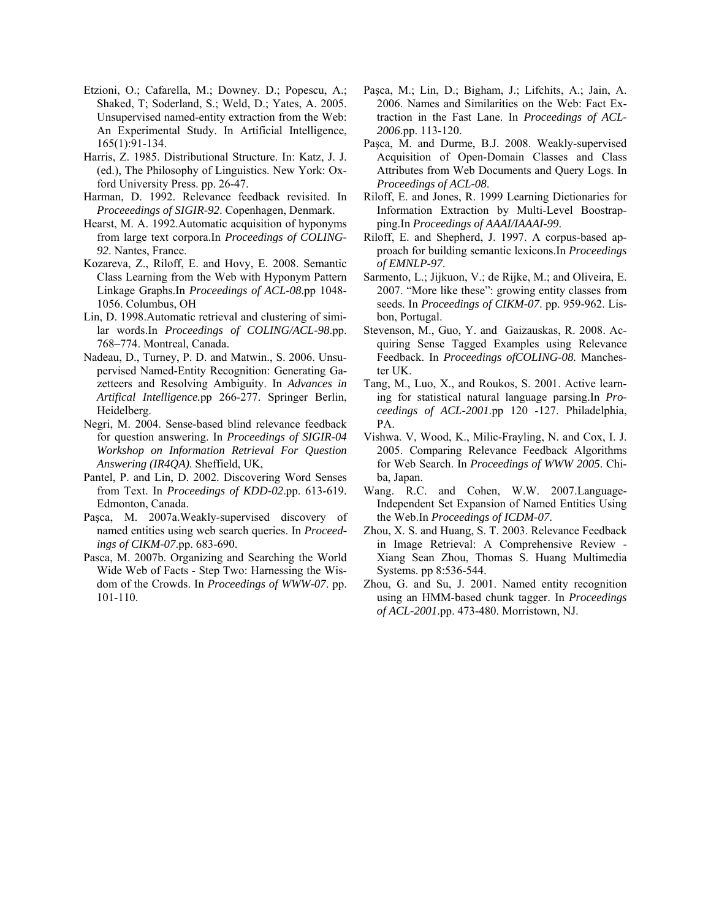Etzioni, O.; Cafarella, M.; Downey. D.; Popescu, A.; Shaked, T; Soderland, S.; Weld, D.; Yates, A. 2005. Unsupervised named-entity extraction from the Web: An Experimental Study. In Artificial Intelligence, 165(1):91-134.

Harris, Z. 1985. Distributional Structure. In: Katz, J. J. (ed.), The Philosophy of Linguistics. New York: Oxford University Press. pp. 26-47.

Harman, D. 1992. Relevance feedback revisited. In *Proceeedings of SIGIR-92*. Copenhagen, Denmark.

Hearst, M. A. 1992.Automatic acquisition of hyponyms from large text corpora.In *Proceedings of COLING-92*. Nantes, France.

Kozareva, Z., Riloff, E. and Hovy, E. 2008. Semantic Class Learning from the Web with Hyponym Pattern Linkage Graphs.In *Proceedings of ACL-08*.pp 1048-1056. Columbus, OH

Lin, D. 1998.Automatic retrieval and clustering of similar words.In *Proceedings of COLING/ACL-98*.pp. 768–774. Montreal, Canada.

Nadeau, D., Turney, P. D. and Matwin., S. 2006. Unsupervised Named-Entity Recognition: Generating Gazetteers and Resolving Ambiguity. In *Advances in Artifical Intelligence*.pp 266-277. Springer Berlin, Heidelberg.

Negri, M. 2004. Sense-based blind relevance feedback for question answering. In *Proceedings of SIGIR-04 Workshop on Information Retrieval For Question Answering (IR4QA)*. Sheffield, UK,

Pantel, P. and Lin, D. 2002. Discovering Word Senses from Text. In *Proceedings of KDD-02*.pp. 613-619. Edmonton, Canada.

Paşca, M. 2007a.Weakly-supervised discovery of named entities using web search queries. In *Proceedings of CIKM-07*.pp. 683-690.

Pasca, M. 2007b. Organizing and Searching the World Wide Web of Facts - Step Two: Harnessing the Wisdom of the Crowds. In *Proceedings of WWW-07*. pp. 101-110.

Paşca, M.; Lin, D.; Bigham, J.; Lifchits, A.; Jain, A. 2006. Names and Similarities on the Web: Fact Extraction in the Fast Lane. In *Proceedings of ACL-2006*.pp. 113-120.

Paşca, M. and Durme, B.J. 2008. Weakly-supervised Acquisition of Open-Domain Classes and Class Attributes from Web Documents and Query Logs. In *Proceedings of ACL-08*.

Riloff, E. and Jones, R. 1999 Learning Dictionaries for Information Extraction by Multi-Level Boostrapping.In *Proceedings of AAAI/IAAAI-99*.

Riloff, E. and Shepherd, J. 1997. A corpus-based approach for building semantic lexicons.In *Proceedings of EMNLP-97*.

Sarmento, L.; Jijkuon, V.; de Rijke, M.; and Oliveira, E. 2007. "More like these": growing entity classes from seeds. In *Proceedings of CIKM-07*. pp. 959-962. Lisbon, Portugal.

Stevenson, M., Guo, Y. and Gaizauskas, R. 2008. Acquiring Sense Tagged Examples using Relevance Feedback. In *Proceedings ofCOLING-08.* Manchester UK.

Tang, M., Luo, X., and Roukos, S. 2001. Active learning for statistical natural language parsing.In *Proceedings of ACL-2001*.pp 120 -127. Philadelphia, PA.

Vishwa. V, Wood, K., Milic-Frayling, N. and Cox, I. J. 2005. Comparing Relevance Feedback Algorithms for Web Search. In *Proceedings of WWW 2005*. Chiba, Japan.

Wang. R.C. and Cohen, W.W. 2007.Language-Independent Set Expansion of Named Entities Using the Web.In *Proceedings of ICDM-07*.

Zhou, X. S. and Huang, S. T. 2003. Relevance Feedback in Image Retrieval: A Comprehensive Review - Xiang Sean Zhou, Thomas S. Huang Multimedia Systems. pp 8:536-544.

Zhou, G. and Su, J. 2001. Named entity recognition using an HMM-based chunk tagger. In *Proceedings of ACL-2001*.pp. 473-480. Morristown, NJ.